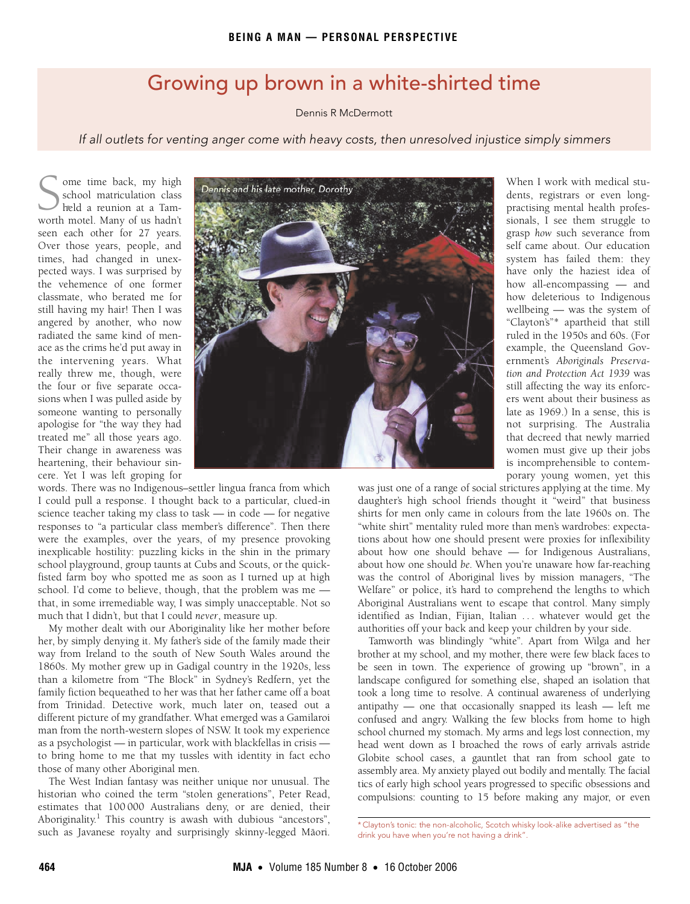BEING A MAN — PERSONAL PERSPECTIVE

# Growing up brown in a white-shirted time

Dennis R McDermott

*If all outlets for venting anger come with heavy costs, then unresolved injustice simply simmers*

Some time back, my high school matriculation class held a reunion at a Tamworth motel. Many of us hadn't seen each other for 27 years. Over those years, people, and times, had changed in unexpected ways. I was surprised by the vehemence of one former classmate, who berated me for still having my hair! Then I was angered by another, who now radiated the same kind of menace as the crims he'd put away in the intervening years. What really threw me, though, were the four or five separate occasions when I was pulled aside by someone wanting to personally apologise for "the way they had treated me" all those years ago. Their change in awareness was heartening, their behaviour sincere. Yet I was left groping for words. There was no Indigenous–settler lingua franca from which I could pull a response. I thought back to a particular, clued-in science teacher taking my class to task — in code — for negative responses to "a particular class member's difference". Then there were the examples, over the years, of my presence provoking inexplicable hostility: puzzling kicks in the shin in the primary school playground, group taunts at Cubs and Scouts, or the quick-fisted farm boy who spotted me as soon as I turned up at high school. I'd come to believe, though, that the problem was me — that, in some irremediable way, I was simply unacceptable. Not so much that I didn't, but that I could *never*, measure up.

Dennis and his late mother, Dorothy

My mother dealt with our Aboriginality like her mother before her, by simply denying it. My father's side of the family made their way from Ireland to the south of New South Wales around the 1860s. My mother grew up in Gadigal country in the 1920s, less than a kilometre from "The Block" in Sydney's Redfern, yet the family fiction bequeathed to her was that her father came off a boat from Trinidad. Detective work, much later on, teased out a different picture of my grandfather. What emerged was a Gamilaroi man from the north-western slopes of NSW. It took my experience as a psychologist — in particular, work with blackfellas in crisis — to bring home to me that my tussles with identity in fact echo those of many other Aboriginal men.

The West Indian fantasy was neither unique nor unusual. The historian who coined the term "stolen generations", Peter Read, estimates that 100 000 Australians deny, or are denied, their Aboriginality.[1] This country is awash with dubious "ancestors", such as Javanese royalty and surprisingly skinny-legged Māori. When I work with medical students, registrars or even long-practising mental health professionals, I see them struggle to grasp *how* such severance from self came about. Our education system has failed them: they have only the haziest idea of how all-encompassing — and how deleterious to Indigenous wellbeing — was the system of "Clayton's"* apartheid that still ruled in the 1950s and 60s. (For example, the Queensland Government's *Aboriginals Preservation and Protection Act 1939* was still affecting the way its enforcers went about their business as late as 1969.) In a sense, this is not surprising. The Australia that decreed that newly married women must give up their jobs is incomprehensible to contemporary young women, yet this was just one of a range of social strictures applying at the time. My daughter's high school friends thought it "weird" that business shirts for men only came in colours from the late 1960s on. The "white shirt" mentality ruled more than men's wardrobes: expectations about how one should present were proxies for inflexibility about how one should behave — for Indigenous Australians, about how one should *be*. When you're unaware how far-reaching was the control of Aboriginal lives by mission managers, "The Welfare" or police, it's hard to comprehend the lengths to which Aboriginal Australians went to escape that control. Many simply identified as Indian, Fijian, Italian … whatever would get the authorities off your back and keep your children by your side.

Tamworth was blindingly "white". Apart from Wilga and her brother at my school, and my mother, there were few black faces to be seen in town. The experience of growing up "brown", in a landscape configured for something else, shaped an isolation that took a long time to resolve. A continual awareness of underlying antipathy — one that occasionally snapped its leash — left me confused and angry. Walking the few blocks from home to high school churned my stomach. My arms and legs lost connection, my head went down as I broached the rows of early arrivals astride Globite school cases, a gauntlet that ran from school gate to assembly area. My anxiety played out bodily and mentally. The facial tics of early high school years progressed to specific obsessions and compulsions: counting to 15 before making any major, or even

\* Clayton's tonic: the non-alcoholic, Scotch whisky look-alike advertised as "the drink you have when you're not having a drink".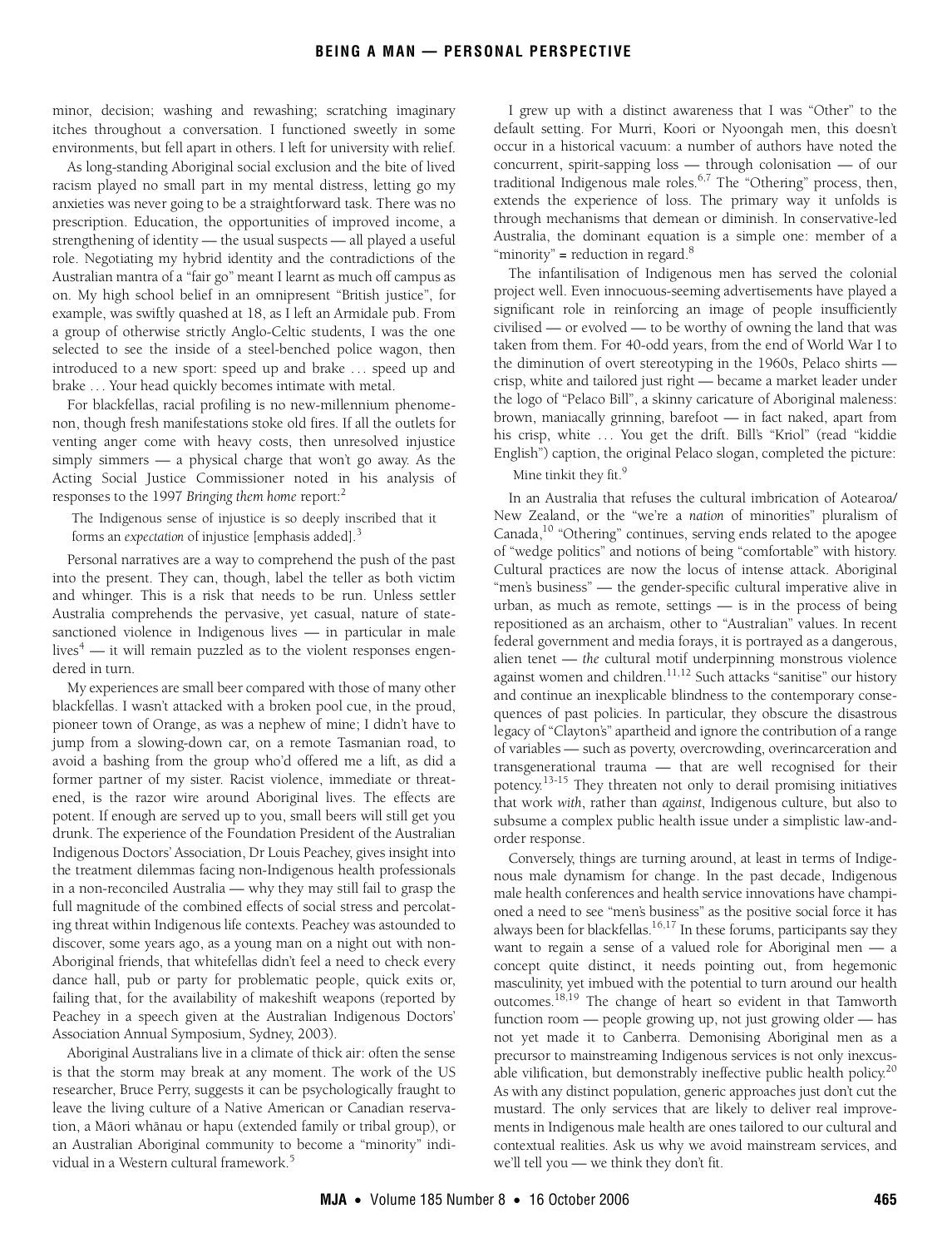minor, decision; washing and rewashing; scratching imaginary itches throughout a conversation. I functioned sweetly in some environments, but fell apart in others. I left for university with relief.

As long-standing Aboriginal social exclusion and the bite of lived racism played no small part in my mental distress, letting go my anxieties was never going to be a straightforward task. There was no prescription. Education, the opportunities of improved income, a strengthening of identity — the usual suspects — all played a useful role. Negotiating my hybrid identity and the contradictions of the Australian mantra of a "fair go" meant I learnt as much off campus as on. My high school belief in an omnipresent "British justice", for example, was swiftly quashed at 18, as I left an Armidale pub. From a group of otherwise strictly Anglo-Celtic students, I was the one selected to see the inside of a steel-benched police wagon, then introduced to a new sport: speed up and brake … speed up and brake … Your head quickly becomes intimate with metal.

For blackfellas, racial profiling is no new-millennium phenomenon, though fresh manifestations stoke old fires. If all the outlets for venting anger come with heavy costs, then unresolved injustice simply simmers — a physical charge that won't go away. As the Acting Social Justice Commissioner noted in his analysis of responses to the 1997 *Bringing them home* report:[2]

> The Indigenous sense of injustice is so deeply inscribed that it forms an *expectation* of injustice [emphasis added].[3]

Personal narratives are a way to comprehend the push of the past into the present. They can, though, label the teller as both victim and whinger. This is a risk that needs to be run. Unless settler Australia comprehends the pervasive, yet casual, nature of state-sanctioned violence in Indigenous lives — in particular in male lives[4] — it will remain puzzled as to the violent responses engendered in turn.

My experiences are small beer compared with those of many other blackfellas. I wasn't attacked with a broken pool cue, in the proud, pioneer town of Orange, as was a nephew of mine; I didn't have to jump from a slowing-down car, on a remote Tasmanian road, to avoid a bashing from the group who'd offered me a lift, as did a former partner of my sister. Racist violence, immediate or threatened, is the razor wire around Aboriginal lives. The effects are potent. If enough are served up to you, small beers will still get you drunk. The experience of the Foundation President of the Australian Indigenous Doctors' Association, Dr Louis Peachey, gives insight into the treatment dilemmas facing non-Indigenous health professionals in a non-reconciled Australia — why they may still fail to grasp the full magnitude of the combined effects of social stress and percolating threat within Indigenous life contexts. Peachey was astounded to discover, some years ago, as a young man on a night out with non-Aboriginal friends, that whitefellas didn't feel a need to check every dance hall, pub or party for problematic people, quick exits or, failing that, for the availability of makeshift weapons (reported by Peachey in a speech given at the Australian Indigenous Doctors' Association Annual Symposium, Sydney, 2003).

Aboriginal Australians live in a climate of thick air: often the sense is that the storm may break at any moment. The work of the US researcher, Bruce Perry, suggests it can be psychologically fraught to leave the living culture of a Native American or Canadian reservation, a Māori whānau or hapu (extended family or tribal group), or an Australian Aboriginal community to become a "minority" individual in a Western cultural framework.[5]

I grew up with a distinct awareness that I was "Other" to the default setting. For Murri, Koori or Nyoongah men, this doesn't occur in a historical vacuum: a number of authors have noted the concurrent, spirit-sapping loss — through colonisation — of our traditional Indigenous male roles.[6,7] The "Othering" process, then, extends the experience of loss. The primary way it unfolds is through mechanisms that demean or diminish. In conservative-led Australia, the dominant equation is a simple one: member of a "minority" = reduction in regard.[8]

The infantilisation of Indigenous men has served the colonial project well. Even innocuous-seeming advertisements have played a significant role in reinforcing an image of people insufficiently civilised — or evolved — to be worthy of owning the land that was taken from them. For 40-odd years, from the end of World War I to the diminution of overt stereotyping in the 1960s, Pelaco shirts — crisp, white and tailored just right — became a market leader under the logo of "Pelaco Bill", a skinny caricature of Aboriginal maleness: brown, maniacally grinning, barefoot — in fact naked, apart from his crisp, white … You get the drift. Bill's "Kriol" (read "kiddie English") caption, the original Pelaco slogan, completed the picture:

> Mine tinkit they fit.[9]

In an Australia that refuses the cultural imbrication of Aotearoa/New Zealand, or the "we're a *nation* of minorities" pluralism of Canada,[10] "Othering" continues, serving ends related to the apogee of "wedge politics" and notions of being "comfortable" with history. Cultural practices are now the locus of intense attack. Aboriginal "men's business" — the gender-specific cultural imperative alive in urban, as much as remote, settings — is in the process of being repositioned as an archaism, other to "Australian" values. In recent federal government and media forays, it is portrayed as a dangerous, alien tenet — *the* cultural motif underpinning monstrous violence against women and children.[11,12] Such attacks "sanitise" our history and continue an inexplicable blindness to the contemporary consequences of past policies. In particular, they obscure the disastrous legacy of "Clayton's" apartheid and ignore the contribution of a range of variables — such as poverty, overcrowding, overincarceration and transgenerational trauma — that are well recognised for their potency.[13-15] They threaten not only to derail promising initiatives that work *with*, rather than *against*, Indigenous culture, but also to subsume a complex public health issue under a simplistic law-and-order response.

Conversely, things are turning around, at least in terms of Indigenous male dynamism for change. In the past decade, Indigenous male health conferences and health service innovations have championed a need to see "men's business" as the positive social force it has always been for blackfellas.[16,17] In these forums, participants say they want to regain a sense of a valued role for Aboriginal men — a concept quite distinct, it needs pointing out, from hegemonic masculinity, yet imbued with the potential to turn around our health outcomes.[18,19] The change of heart so evident in that Tamworth function room — people growing up, not just growing older — has not yet made it to Canberra. Demonising Aboriginal men as a precursor to mainstreaming Indigenous services is not only inexcusable vilification, but demonstrably ineffective public health policy.[20] As with any distinct population, generic approaches just don't cut the mustard. The only services that are likely to deliver real improvements in Indigenous male health are ones tailored to our cultural and contextual realities. Ask us why we avoid mainstream services, and we'll tell you — we think they don't fit.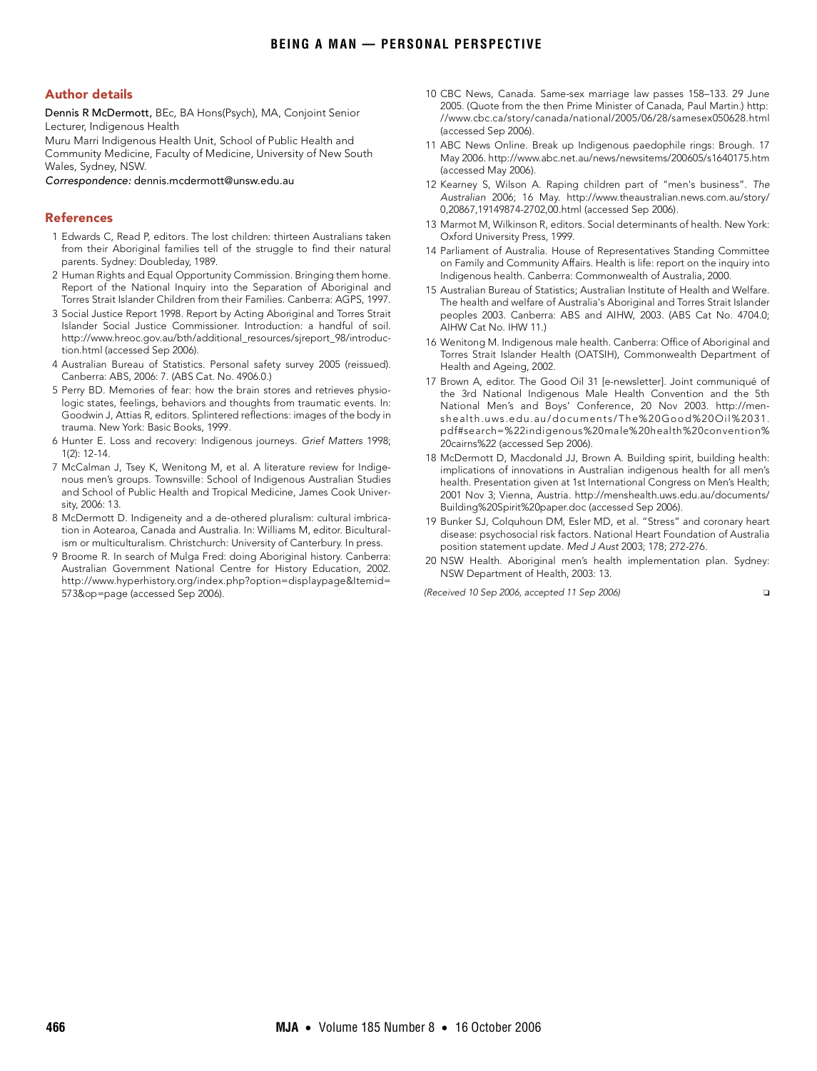## Author details

Dennis R McDermott, BEc, BA Hons(Psych), MA, Conjoint Senior Lecturer, Indigenous Health

Muru Marri Indigenous Health Unit, School of Public Health and Community Medicine, Faculty of Medicine, University of New South Wales, Sydney, NSW.

*Correspondence:* dennis.mcdermott@unsw.edu.au

## References

1. Edwards C, Read P, editors. The lost children: thirteen Australians taken from their Aboriginal families tell of the struggle to find their natural parents. Sydney: Doubleday, 1989.
2. Human Rights and Equal Opportunity Commission. Bringing them home. Report of the National Inquiry into the Separation of Aboriginal and Torres Strait Islander Children from their Families. Canberra: AGPS, 1997.
3. Social Justice Report 1998. Report by Acting Aboriginal and Torres Strait Islander Social Justice Commissioner. Introduction: a handful of soil. http://www.hreoc.gov.au/bth/additional_resources/sjreport_98/introduction.html (accessed Sep 2006).
4. Australian Bureau of Statistics. Personal safety survey 2005 (reissued). Canberra: ABS, 2006: 7. (ABS Cat. No. 4906.0.)
5. Perry BD. Memories of fear: how the brain stores and retrieves physiologic states, feelings, behaviors and thoughts from traumatic events. In: Goodwin J, Attias R, editors. Splintered reflections: images of the body in trauma. New York: Basic Books, 1999.
6. Hunter E. Loss and recovery: Indigenous journeys. *Grief Matters* 1998; 1(2): 12-14.
7. McCalman J, Tsey K, Wenitong M, et al. A literature review for Indigenous men's groups. Townsville: School of Indigenous Australian Studies and School of Public Health and Tropical Medicine, James Cook University, 2006: 13.
8. McDermott D. Indigeneity and a de-othered pluralism: cultural imbrication in Aotearoa, Canada and Australia. In: Williams M, editor. Biculturalism or multiculturalism. Christchurch: University of Canterbury. In press.
9. Broome R. In search of Mulga Fred: doing Aboriginal history. Canberra: Australian Government National Centre for History Education, 2002. http://www.hyperhistory.org/index.php?option=displaypage&Itemid=573&op=page (accessed Sep 2006).
10. CBC News, Canada. Same-sex marriage law passes 158–133. 29 June 2005. (Quote from the then Prime Minister of Canada, Paul Martin.) http://www.cbc.ca/story/canada/national/2005/06/28/samesex050628.html (accessed Sep 2006).
11. ABC News Online. Break up Indigenous paedophile rings: Brough. 17 May 2006. http://www.abc.net.au/news/newsitems/200605/s1640175.htm (accessed May 2006).
12. Kearney S, Wilson A. Raping children part of "men's business". *The Australian* 2006; 16 May. http://www.theaustralian.news.com.au/story/0,20867,19149874-2702,00.html (accessed Sep 2006).
13. Marmot M, Wilkinson R, editors. Social determinants of health. New York: Oxford University Press, 1999.
14. Parliament of Australia. House of Representatives Standing Committee on Family and Community Affairs. Health is life: report on the inquiry into Indigenous health. Canberra: Commonwealth of Australia, 2000.
15. Australian Bureau of Statistics; Australian Institute of Health and Welfare. The health and welfare of Australia's Aboriginal and Torres Strait Islander peoples 2003. Canberra: ABS and AIHW, 2003. (ABS Cat No. 4704.0; AIHW Cat No. IHW 11.)
16. Wenitong M. Indigenous male health. Canberra: Office of Aboriginal and Torres Strait Islander Health (OATSIH), Commonwealth Department of Health and Ageing, 2002.
17. Brown A, editor. The Good Oil 31 [e-newsletter]. Joint communiqué of the 3rd National Indigenous Male Health Convention and the 5th National Men's and Boys' Conference, 20 Nov 2003. http://menshealth.uws.edu.au/documents/The%20Good%20Oil%2031.pdf#search=%22indigenous%20male%20health%20convention%20cairns%22 (accessed Sep 2006).
18. McDermott D, Macdonald JJ, Brown A. Building spirit, building health: implications of innovations in Australian indigenous health for all men's health. Presentation given at 1st International Congress on Men's Health; 2001 Nov 3; Vienna, Austria. http://menshealth.uws.edu.au/documents/Building%20Spirit%20paper.doc (accessed Sep 2006).
19. Bunker SJ, Colquhoun DM, Esler MD, et al. "Stress" and coronary heart disease: psychosocial risk factors. National Heart Foundation of Australia position statement update. *Med J Aust* 2003; 178; 272-276.
20. NSW Health. Aboriginal men's health implementation plan. Sydney: NSW Department of Health, 2003: 13.

*(Received 10 Sep 2006, accepted 11 Sep 2006)*